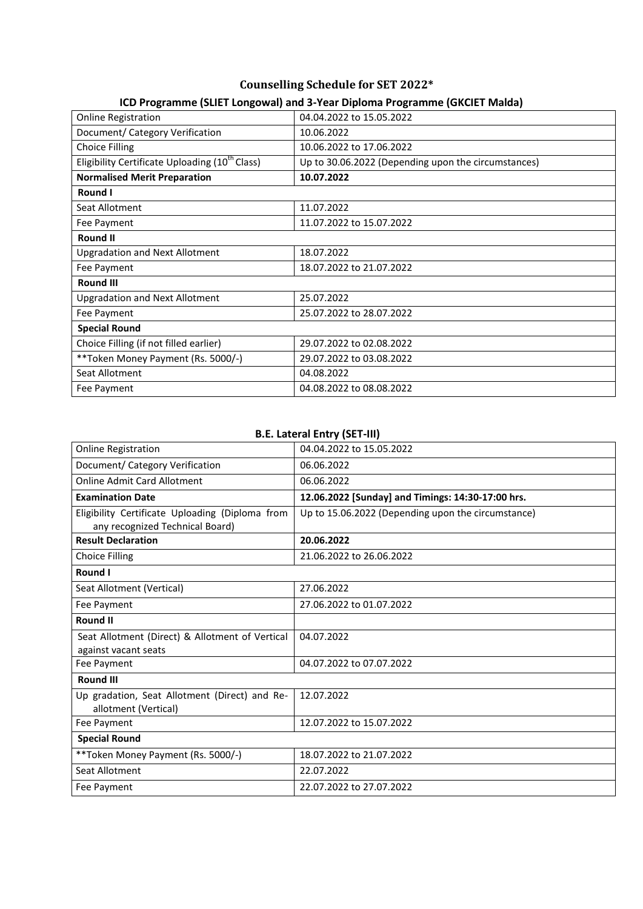# Counselling Schedule for SET 2022*

## ICD Programme (SLIET Longowal) and 3-Year Diploma Programme (GKCIET Malda)

| | |
|---|---|
| Online Registration | 04.04.2022 to 15.05.2022 |
| Document/ Category Verification | 10.06.2022 |
| Choice Filling | 10.06.2022 to 17.06.2022 |
| Eligibility Certificate Uploading (10th Class) | Up to 30.06.2022 (Depending upon the circumstances) |
| **Normalised Merit Preparation** | **10.07.2022** |
| **Round I** | |
| Seat Allotment | 11.07.2022 |
| Fee Payment | 11.07.2022 to 15.07.2022 |
| **Round II** | |
| Upgradation and Next Allotment | 18.07.2022 |
| Fee Payment | 18.07.2022 to 21.07.2022 |
| **Round III** | |
| Upgradation and Next Allotment | 25.07.2022 |
| Fee Payment | 25.07.2022 to 28.07.2022 |
| **Special Round** | |
| Choice Filling (if not filled earlier) | 29.07.2022 to 02.08.2022 |
| **Token Money Payment (Rs. 5000/-) | 29.07.2022 to 03.08.2022 |
| Seat Allotment | 04.08.2022 |
| Fee Payment | 04.08.2022 to 08.08.2022 |

## B.E. Lateral Entry (SET-III)

| | |
|---|---|
| Online Registration | 04.04.2022 to 15.05.2022 |
| Document/ Category Verification | 06.06.2022 |
| Online Admit Card Allotment | 06.06.2022 |
| **Examination Date** | **12.06.2022 [Sunday] and Timings: 14:30-17:00 hrs.** |
| Eligibility Certificate Uploading (Diploma from any recognized Technical Board) | Up to 15.06.2022 (Depending upon the circumstance) |
| **Result Declaration** | **20.06.2022** |
| Choice Filling | 21.06.2022 to 26.06.2022 |
| **Round I** | |
| Seat Allotment (Vertical) | 27.06.2022 |
| Fee Payment | 27.06.2022 to 01.07.2022 |
| **Round II** | |
| Seat Allotment (Direct) & Allotment of Vertical against vacant seats | 04.07.2022 |
| Fee Payment | 04.07.2022 to 07.07.2022 |
| **Round III** | |
| Up gradation, Seat Allotment (Direct) and Re-allotment (Vertical) | 12.07.2022 |
| Fee Payment | 12.07.2022 to 15.07.2022 |
| **Special Round** | |
| **Token Money Payment (Rs. 5000/-) | 18.07.2022 to 21.07.2022 |
| Seat Allotment | 22.07.2022 |
| Fee Payment | 22.07.2022 to 27.07.2022 |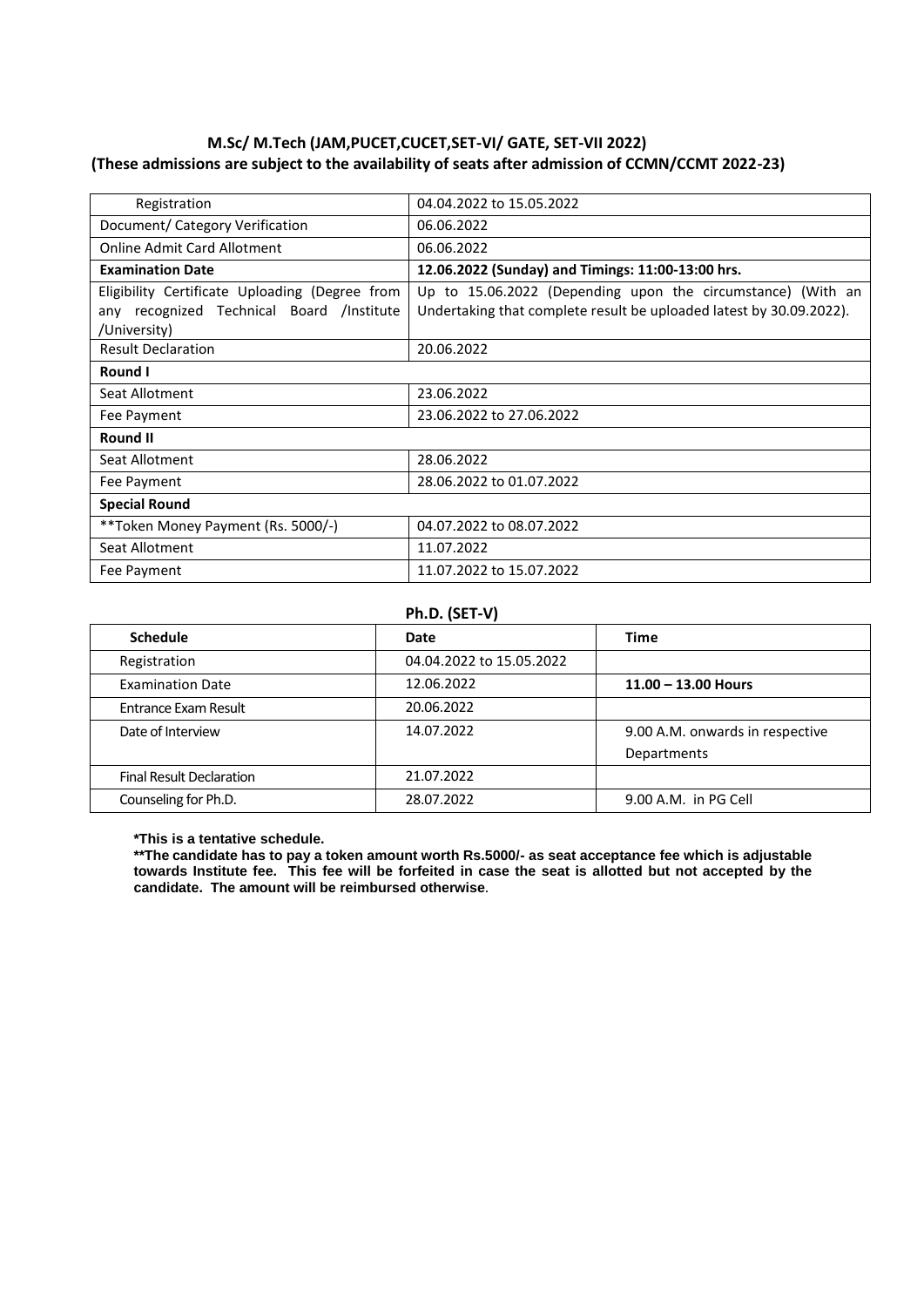**M.Sc/ M.Tech (JAM,PUCET,CUCET,SET-VI/ GATE, SET-VII 2022)**
**(These admissions are subject to the availability of seats after admission of CCMN/CCMT 2022-23)**

| | |
|---|---|
| Registration | 04.04.2022 to 15.05.2022 |
| Document/ Category Verification | 06.06.2022 |
| Online Admit Card Allotment | 06.06.2022 |
| **Examination Date** | **12.06.2022 (Sunday) and Timings: 11:00-13:00 hrs.** |
| Eligibility Certificate Uploading (Degree from any recognized Technical Board /Institute /University) | Up to 15.06.2022 (Depending upon the circumstance) (With an Undertaking that complete result be uploaded latest by 30.09.2022). |
| Result Declaration | 20.06.2022 |
| **Round I** | |
| Seat Allotment | 23.06.2022 |
| Fee Payment | 23.06.2022 to 27.06.2022 |
| **Round II** | |
| Seat Allotment | 28.06.2022 |
| Fee Payment | 28.06.2022 to 01.07.2022 |
| **Special Round** | |
| **Token Money Payment (Rs. 5000/-) | 04.07.2022 to 08.07.2022 |
| Seat Allotment | 11.07.2022 |
| Fee Payment | 11.07.2022 to 15.07.2022 |

**Ph.D. (SET-V)**

| Schedule | Date | Time |
|---|---|---|
| Registration | 04.04.2022 to 15.05.2022 | |
| Examination Date | 12.06.2022 | **11.00 – 13.00 Hours** |
| Entrance Exam Result | 20.06.2022 | |
| Date of Interview | 14.07.2022 | 9.00 A.M. onwards in respective Departments |
| Final Result Declaration | 21.07.2022 | |
| Counseling for Ph.D. | 28.07.2022 | 9.00 A.M. in PG Cell |

**\*This is a tentative schedule.**

**\*\*The candidate has to pay a token amount worth Rs.5000/- as seat acceptance fee which is adjustable towards Institute fee. This fee will be forfeited in case the seat is allotted but not accepted by the candidate. The amount will be reimbursed otherwise**.